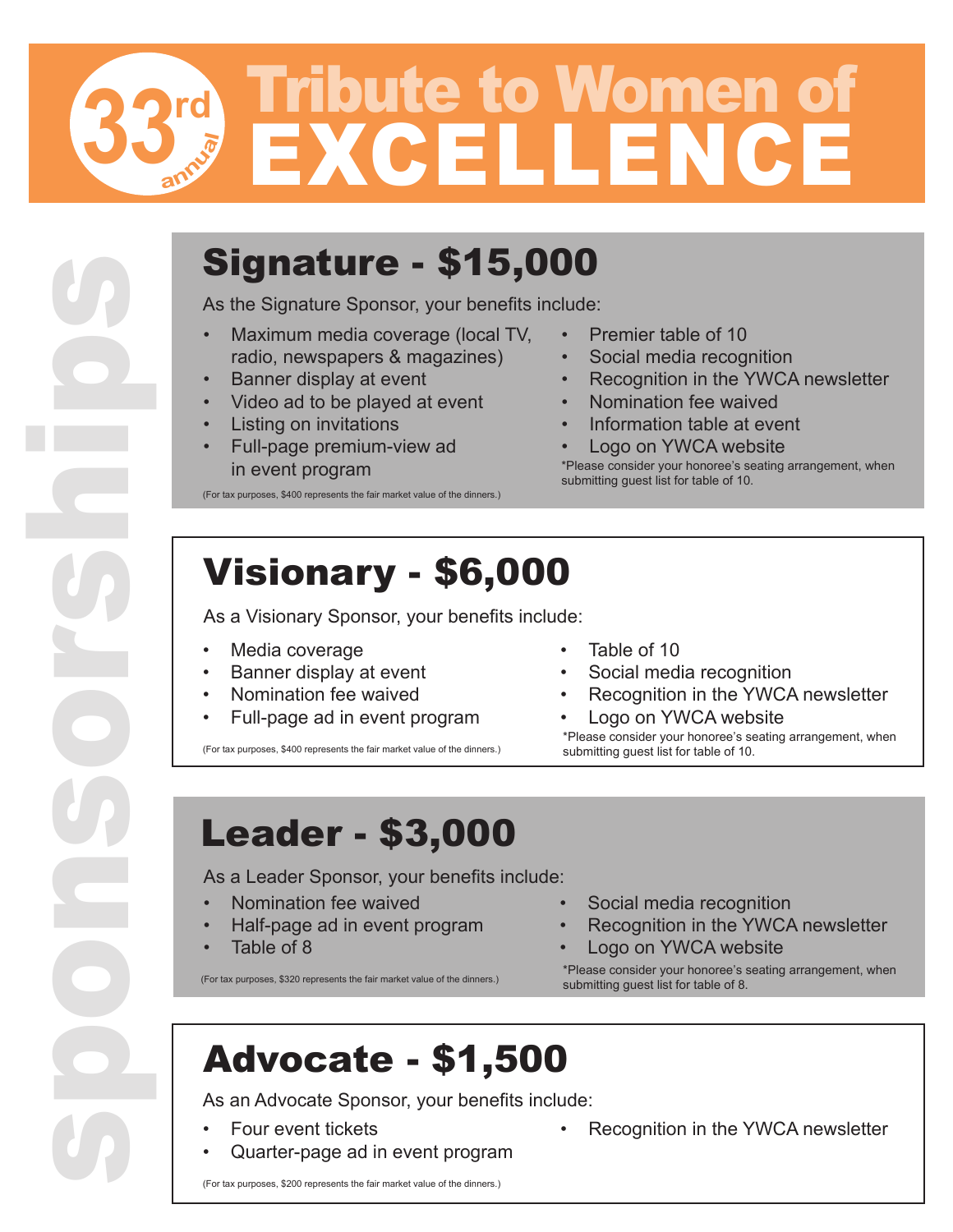# 33rd annual Tribute to Women of EXCELLENCE

sponsorships

## Signature - $15,000

As the Signature Sponsor, your benefits include:

- Maximum media coverage (local TV, radio, newspapers & magazines)
- Banner display at event
- Video ad to be played at event
- Listing on invitations
- Full-page premium-view ad in event program
- Premier table of 10
- Social media recognition
- Recognition in the YWCA newsletter
- Nomination fee waived
- Information table at event
- Logo on YWCA website

*Please consider your honoree's seating arrangement, when submitting guest list for table of 10.

(For tax purposes, $400 represents the fair market value of the dinners.)

## Visionary - $6,000

As a Visionary Sponsor, your benefits include:

- Media coverage
- Banner display at event
- Nomination fee waived
- Full-page ad in event program
- Table of 10
- Social media recognition
- Recognition in the YWCA newsletter
- Logo on YWCA website

*Please consider your honoree's seating arrangement, when submitting guest list for table of 10.

(For tax purposes, $400 represents the fair market value of the dinners.)

## Leader - $3,000

As a Leader Sponsor, your benefits include:

- Nomination fee waived
- Half-page ad in event program
- Table of 8
- Social media recognition
- Recognition in the YWCA newsletter
- Logo on YWCA website

*Please consider your honoree's seating arrangement, when submitting guest list for table of 8.

(For tax purposes, $320 represents the fair market value of the dinners.)

## Advocate - $1,500

As an Advocate Sponsor, your benefits include:

- Four event tickets
- Quarter-page ad in event program
- Recognition in the YWCA newsletter

(For tax purposes, $200 represents the fair market value of the dinners.)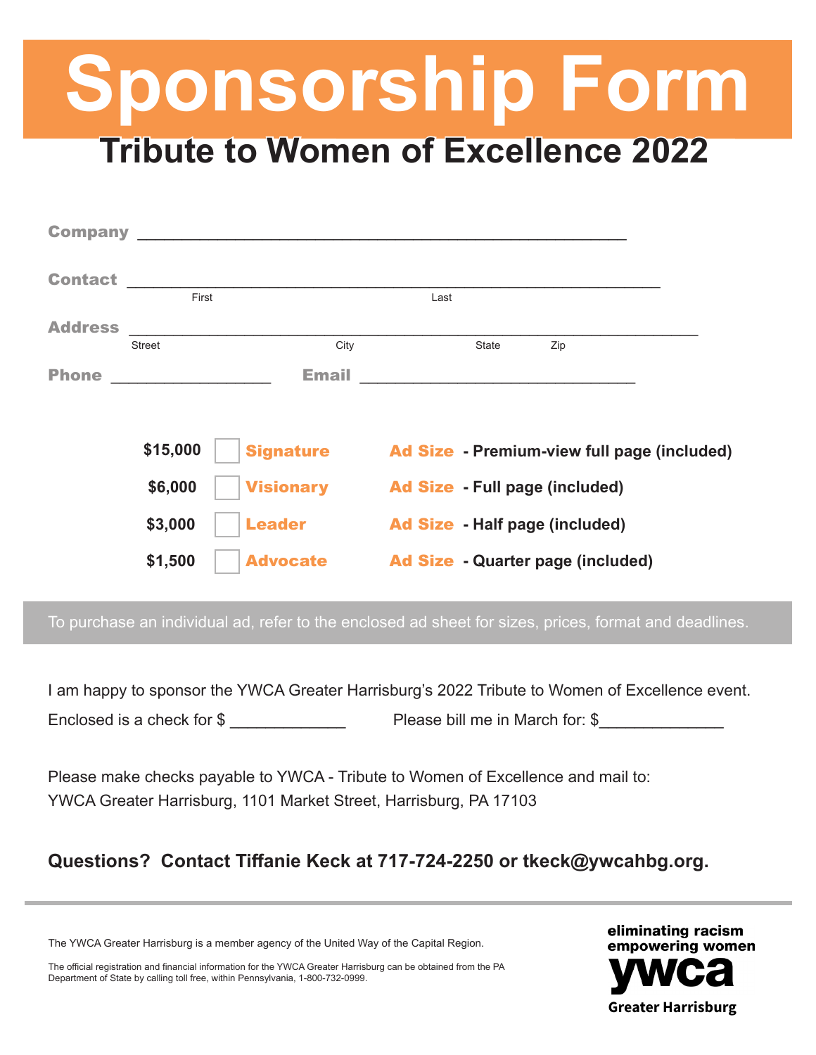# Sponsorship Form

## Tribute to Women of Excellence 2022

**Company** ______________________________________________

**Contact** ______________________________________________
First Last

**Address** ______________________________________________
Street City State Zip

**Phone** _________________ **Email** ______________________________

| | | | |
|---|---|---|---|
| **$15,000** | ☐ **Signature** | **Ad Size** | **- Premium-view full page (included)** |
| **$6,000** | ☐ **Visionary** | **Ad Size** | **- Full page (included)** |
| **$3,000** | ☐ **Leader** | **Ad Size** | **- Half page (included)** |
| **$1,500** | ☐ **Advocate** | **Ad Size** | **- Quarter page (included)** |

To purchase an individual ad, refer to the enclosed ad sheet for sizes, prices, format and deadlines.

I am happy to sponsor the YWCA Greater Harrisburg's 2022 Tribute to Women of Excellence event.

Enclosed is a check for $ _____________ Please bill me in March for: $_____________

Please make checks payable to YWCA - Tribute to Women of Excellence and mail to:
YWCA Greater Harrisburg, 1101 Market Street, Harrisburg, PA 17103

**Questions? Contact Tiffanie Keck at 717-724-2250 or tkeck@ywcahbg.org.**

The YWCA Greater Harrisburg is a member agency of the United Way of the Capital Region.

The official registration and financial information for the YWCA Greater Harrisburg can be obtained from the PA Department of State by calling toll free, within Pennsylvania, 1-800-732-0999.

eliminating racism
empowering women
ywca
Greater Harrisburg